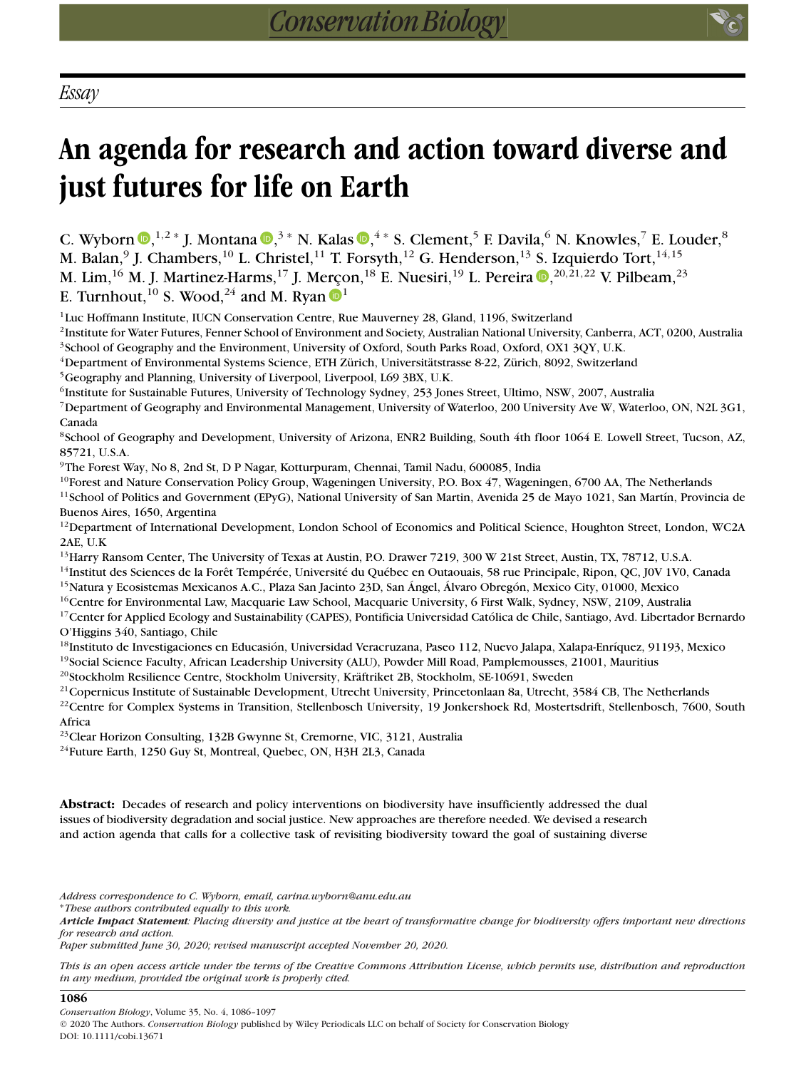*Essay*

# An agenda for research and action toward diverse and just futures for life on Earth

C. Wyborn ,[1,2]* J. Montana ,[3]* N. Kalas ,[4]* S. Clement,[5] F. Davila,[6] N. Knowles,[7] E. Louder,[8] M. Balan,[9] J. Chambers,[10] L. Christel,[11] T. Forsyth,[12] G. Henderson,[13] S. Izquierdo Tort,[14,15] M. Lim,[16] M. J. Martinez-Harms,[17] J. Merçon,[18] E. Nuesiri,[19] L. Pereira ,[20,21,22] V. Pilbeam,[23] E. Turnhout,[10] S. Wood,[24] and M. Ryan [1]

[1]Luc Hoffmann Institute, IUCN Conservation Centre, Rue Mauverney 28, Gland, 1196, Switzerland
[2]Institute for Water Futures, Fenner School of Environment and Society, Australian National University, Canberra, ACT, 0200, Australia
[3]School of Geography and the Environment, University of Oxford, South Parks Road, Oxford, OX1 3QY, U.K.
[4]Department of Environmental Systems Science, ETH Zürich, Universitätstrasse 8-22, Zürich, 8092, Switzerland
[5]Geography and Planning, University of Liverpool, Liverpool, L69 3BX, U.K.
[6]Institute for Sustainable Futures, University of Technology Sydney, 253 Jones Street, Ultimo, NSW, 2007, Australia
[7]Department of Geography and Environmental Management, University of Waterloo, 200 University Ave W, Waterloo, ON, N2L 3G1, Canada
[8]School of Geography and Development, University of Arizona, ENR2 Building, South 4th floor 1064 E. Lowell Street, Tucson, AZ, 85721, U.S.A.
[9]The Forest Way, No 8, 2nd St, D P Nagar, Kotturpuram, Chennai, Tamil Nadu, 600085, India
[10]Forest and Nature Conservation Policy Group, Wageningen University, P.O. Box 47, Wageningen, 6700 AA, The Netherlands
[11]School of Politics and Government (EPyG), National University of San Martin, Avenida 25 de Mayo 1021, San Martín, Provincia de Buenos Aires, 1650, Argentina
[12]Department of International Development, London School of Economics and Political Science, Houghton Street, London, WC2A 2AE, U.K
[13]Harry Ransom Center, The University of Texas at Austin, P.O. Drawer 7219, 300 W 21st Street, Austin, TX, 78712, U.S.A.
[14]Institut des Sciences de la Forêt Tempérée, Université du Québec en Outaouais, 58 rue Principale, Ripon, QC, J0V 1V0, Canada
[15]Natura y Ecosistemas Mexicanos A.C., Plaza San Jacinto 23D, San Ángel, Álvaro Obregón, Mexico City, 01000, Mexico
[16]Centre for Environmental Law, Macquarie Law School, Macquarie University, 6 First Walk, Sydney, NSW, 2109, Australia
[17]Center for Applied Ecology and Sustainability (CAPES), Pontificia Universidad Católica de Chile, Santiago, Avd. Libertador Bernardo O'Higgins 340, Santiago, Chile
[18]Instituto de Investigaciones en Educación, Universidad Veracruzana, Paseo 112, Nuevo Jalapa, Xalapa-Enríquez, 91193, Mexico
[19]Social Science Faculty, African Leadership University (ALU), Powder Mill Road, Pamplemousses, 21001, Mauritius
[20]Stockholm Resilience Centre, Stockholm University, Kräftriket 2B, Stockholm, SE-10691, Sweden
[21]Copernicus Institute of Sustainable Development, Utrecht University, Princetonlaan 8a, Utrecht, 3584 CB, The Netherlands
[22]Centre for Complex Systems in Transition, Stellenbosch University, 19 Jonkershoek Rd, Mostertsdrift, Stellenbosch, 7600, South Africa
[23]Clear Horizon Consulting, 132B Gwynne St, Cremorne, VIC, 3121, Australia
[24]Future Earth, 1250 Guy St, Montreal, Quebec, ON, H3H 2L3, Canada

**Abstract:** Decades of research and policy interventions on biodiversity have insufficiently addressed the dual issues of biodiversity degradation and social justice. New approaches are therefore needed. We devised a research and action agenda that calls for a collective task of revisiting biodiversity toward the goal of sustaining diverse

*Address correspondence to C. Wyborn, email, carina.wyborn@anu.edu.au*
*These authors contributed equally to this work.*
***Article Impact Statement**: Placing diversity and justice at the heart of transformative change for biodiversity offers important new directions for research and action.*
*Paper submitted June 30, 2020; revised manuscript accepted November 20, 2020.*

*This is an open access article under the terms of the Creative Commons Attribution License, which permits use, distribution and reproduction in any medium, provided the original work is properly cited.*

© 2020 The Authors. *Conservation Biology* published by Wiley Periodicals LLC on behalf of Society for Conservation Biology
DOI: 10.1111/cobi.13671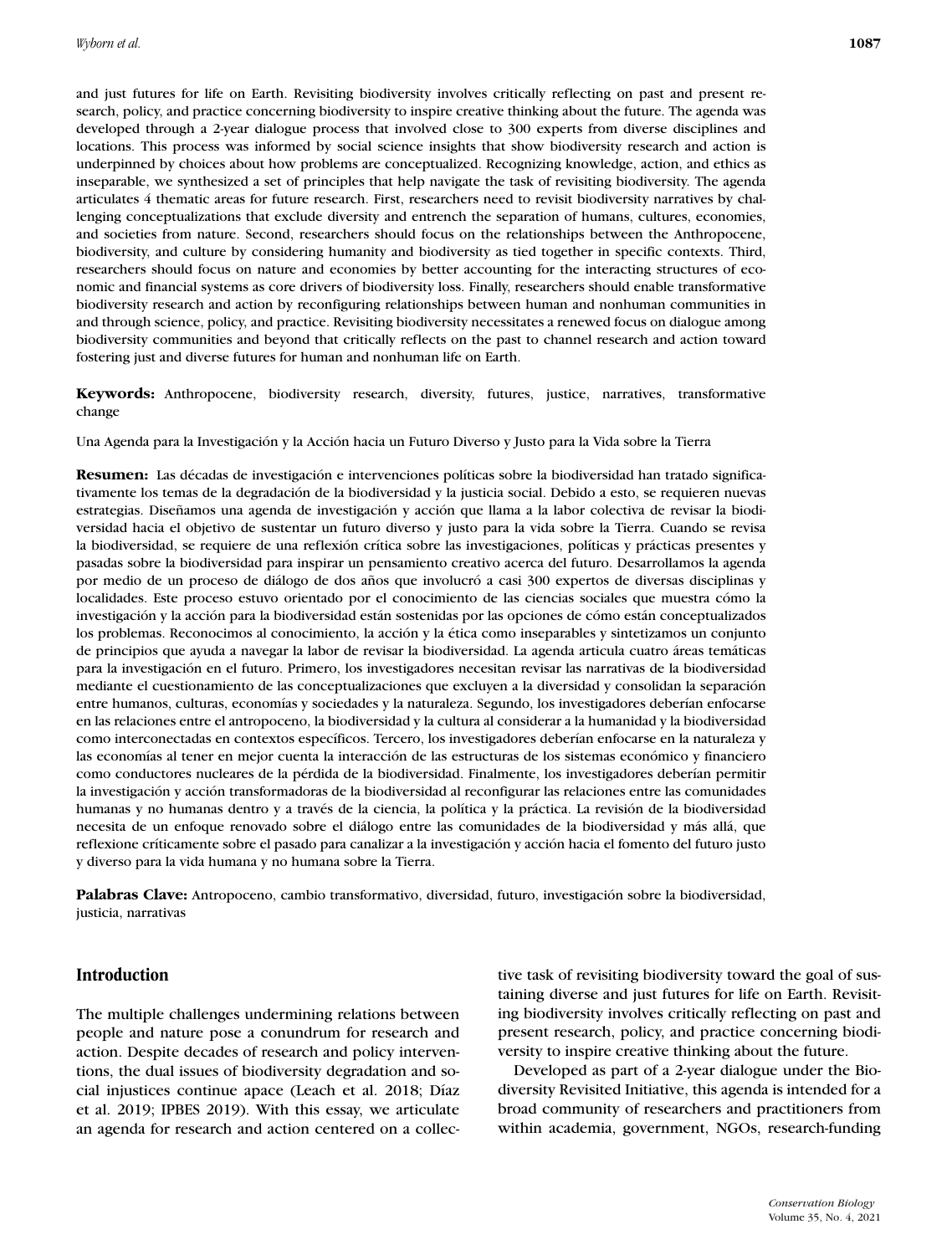and just futures for life on Earth. Revisiting biodiversity involves critically reflecting on past and present research, policy, and practice concerning biodiversity to inspire creative thinking about the future. The agenda was developed through a 2-year dialogue process that involved close to 300 experts from diverse disciplines and locations. This process was informed by social science insights that show biodiversity research and action is underpinned by choices about how problems are conceptualized. Recognizing knowledge, action, and ethics as inseparable, we synthesized a set of principles that help navigate the task of revisiting biodiversity. The agenda articulates 4 thematic areas for future research. First, researchers need to revisit biodiversity narratives by challenging conceptualizations that exclude diversity and entrench the separation of humans, cultures, economies, and societies from nature. Second, researchers should focus on the relationships between the Anthropocene, biodiversity, and culture by considering humanity and biodiversity as tied together in specific contexts. Third, researchers should focus on nature and economies by better accounting for the interacting structures of economic and financial systems as core drivers of biodiversity loss. Finally, researchers should enable transformative biodiversity research and action by reconfiguring relationships between human and nonhuman communities in and through science, policy, and practice. Revisiting biodiversity necessitates a renewed focus on dialogue among biodiversity communities and beyond that critically reflects on the past to channel research and action toward fostering just and diverse futures for human and nonhuman life on Earth.

**Keywords:** Anthropocene, biodiversity research, diversity, futures, justice, narratives, transformative change

Una Agenda para la Investigación y la Acción hacia un Futuro Diverso y Justo para la Vida sobre la Tierra

**Resumen:** Las décadas de investigación e intervenciones políticas sobre la biodiversidad han tratado significativamente los temas de la degradación de la biodiversidad y la justicia social. Debido a esto, se requieren nuevas estrategias. Diseñamos una agenda de investigación y acción que llama a la labor colectiva de revisar la biodiversidad hacia el objetivo de sustentar un futuro diverso y justo para la vida sobre la Tierra. Cuando se revisa la biodiversidad, se requiere de una reflexión crítica sobre las investigaciones, políticas y prácticas presentes y pasadas sobre la biodiversidad para inspirar un pensamiento creativo acerca del futuro. Desarrollamos la agenda por medio de un proceso de diálogo de dos años que involucró a casi 300 expertos de diversas disciplinas y localidades. Este proceso estuvo orientado por el conocimiento de las ciencias sociales que muestra cómo la investigación y la acción para la biodiversidad están sostenidas por las opciones de cómo están conceptualizados los problemas. Reconocimos al conocimiento, la acción y la ética como inseparables y sintetizamos un conjunto de principios que ayuda a navegar la labor de revisar la biodiversidad. La agenda articula cuatro áreas temáticas para la investigación en el futuro. Primero, los investigadores necesitan revisar las narrativas de la biodiversidad mediante el cuestionamiento de las conceptualizaciones que excluyen a la diversidad y consolidan la separación entre humanos, culturas, economías y sociedades y la naturaleza. Segundo, los investigadores deberían enfocarse en las relaciones entre el antropoceno, la biodiversidad y la cultura al considerar a la humanidad y la biodiversidad como interconectadas en contextos específicos. Tercero, los investigadores deberían enfocarse en la naturaleza y las economías al tener en mejor cuenta la interacción de las estructuras de los sistemas económico y financiero como conductores nucleares de la pérdida de la biodiversidad. Finalmente, los investigadores deberían permitir la investigación y acción transformadoras de la biodiversidad al reconfigurar las relaciones entre las comunidades humanas y no humanas dentro y a través de la ciencia, la política y la práctica. La revisión de la biodiversidad necesita de un enfoque renovado sobre el diálogo entre las comunidades de la biodiversidad y más allá, que reflexione críticamente sobre el pasado para canalizar a la investigación y acción hacia el fomento del futuro justo y diverso para la vida humana y no humana sobre la Tierra.

**Palabras Clave:** Antropoceno, cambio transformativo, diversidad, futuro, investigación sobre la biodiversidad, justicia, narrativas

## Introduction

The multiple challenges undermining relations between people and nature pose a conundrum for research and action. Despite decades of research and policy interventions, the dual issues of biodiversity degradation and social injustices continue apace (Leach et al. 2018; Díaz et al. 2019; IPBES 2019). With this essay, we articulate an agenda for research and action centered on a collective task of revisiting biodiversity toward the goal of sustaining diverse and just futures for life on Earth. Revisiting biodiversity involves critically reflecting on past and present research, policy, and practice concerning biodiversity to inspire creative thinking about the future.

Developed as part of a 2-year dialogue under the Biodiversity Revisited Initiative, this agenda is intended for a broad community of researchers and practitioners from within academia, government, NGOs, research-funding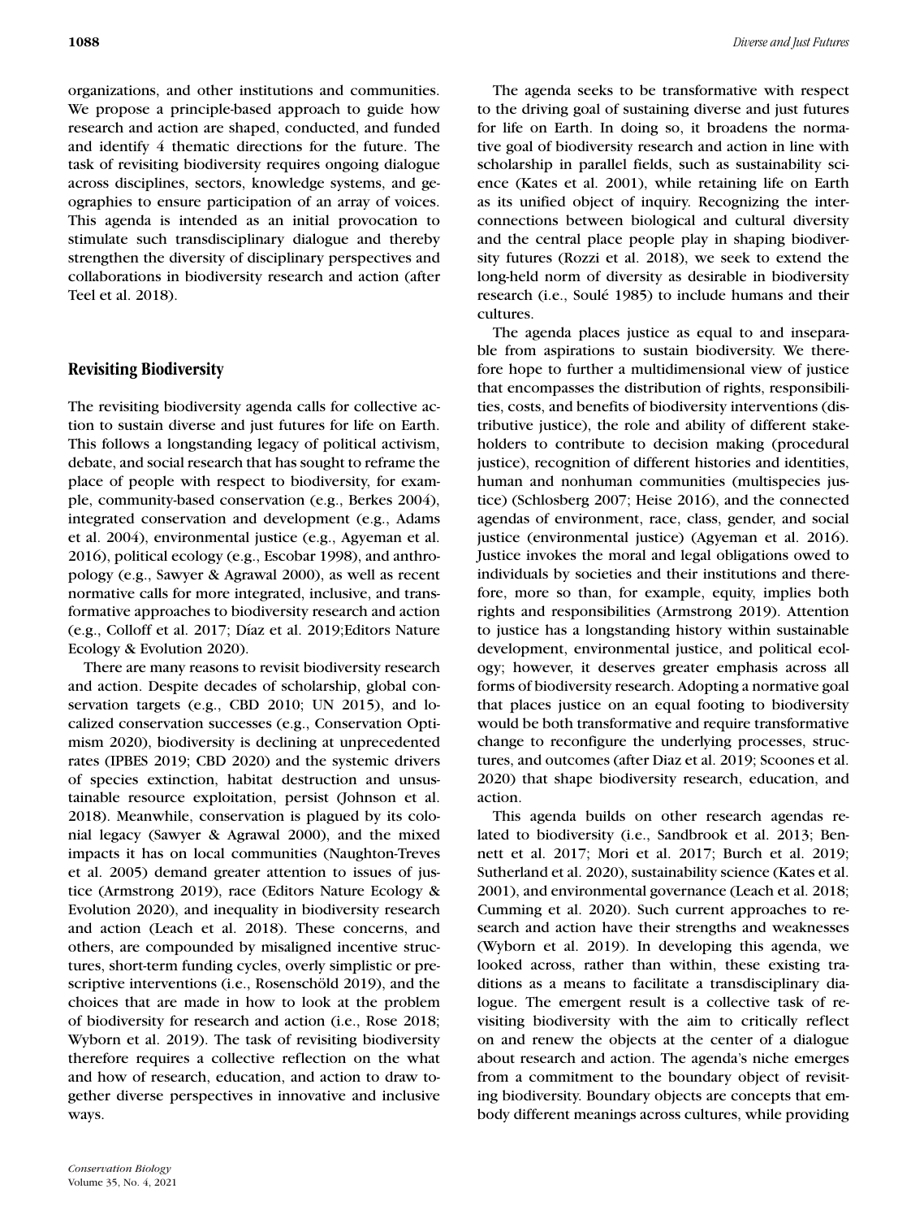organizations, and other institutions and communities. We propose a principle-based approach to guide how research and action are shaped, conducted, and funded and identify 4 thematic directions for the future. The task of revisiting biodiversity requires ongoing dialogue across disciplines, sectors, knowledge systems, and geographies to ensure participation of an array of voices. This agenda is intended as an initial provocation to stimulate such transdisciplinary dialogue and thereby strengthen the diversity of disciplinary perspectives and collaborations in biodiversity research and action (after Teel et al. 2018).

## Revisiting Biodiversity

The revisiting biodiversity agenda calls for collective action to sustain diverse and just futures for life on Earth. This follows a longstanding legacy of political activism, debate, and social research that has sought to reframe the place of people with respect to biodiversity, for example, community-based conservation (e.g., Berkes 2004), integrated conservation and development (e.g., Adams et al. 2004), environmental justice (e.g., Agyeman et al. 2016), political ecology (e.g., Escobar 1998), and anthropology (e.g., Sawyer & Agrawal 2000), as well as recent normative calls for more integrated, inclusive, and transformative approaches to biodiversity research and action (e.g., Colloff et al. 2017; Díaz et al. 2019;Editors Nature Ecology & Evolution 2020).

There are many reasons to revisit biodiversity research and action. Despite decades of scholarship, global conservation targets (e.g., CBD 2010; UN 2015), and localized conservation successes (e.g., Conservation Optimism 2020), biodiversity is declining at unprecedented rates (IPBES 2019; CBD 2020) and the systemic drivers of species extinction, habitat destruction and unsustainable resource exploitation, persist (Johnson et al. 2018). Meanwhile, conservation is plagued by its colonial legacy (Sawyer & Agrawal 2000), and the mixed impacts it has on local communities (Naughton-Treves et al. 2005) demand greater attention to issues of justice (Armstrong 2019), race (Editors Nature Ecology & Evolution 2020), and inequality in biodiversity research and action (Leach et al. 2018). These concerns, and others, are compounded by misaligned incentive structures, short-term funding cycles, overly simplistic or prescriptive interventions (i.e., Rosenschöld 2019), and the choices that are made in how to look at the problem of biodiversity for research and action (i.e., Rose 2018; Wyborn et al. 2019). The task of revisiting biodiversity therefore requires a collective reflection on the what and how of research, education, and action to draw together diverse perspectives in innovative and inclusive ways.

The agenda seeks to be transformative with respect to the driving goal of sustaining diverse and just futures for life on Earth. In doing so, it broadens the normative goal of biodiversity research and action in line with scholarship in parallel fields, such as sustainability science (Kates et al. 2001), while retaining life on Earth as its unified object of inquiry. Recognizing the interconnections between biological and cultural diversity and the central place people play in shaping biodiversity futures (Rozzi et al. 2018), we seek to extend the long-held norm of diversity as desirable in biodiversity research (i.e., Soulé 1985) to include humans and their cultures.

The agenda places justice as equal to and inseparable from aspirations to sustain biodiversity. We therefore hope to further a multidimensional view of justice that encompasses the distribution of rights, responsibilities, costs, and benefits of biodiversity interventions (distributive justice), the role and ability of different stakeholders to contribute to decision making (procedural justice), recognition of different histories and identities, human and nonhuman communities (multispecies justice) (Schlosberg 2007; Heise 2016), and the connected agendas of environment, race, class, gender, and social justice (environmental justice) (Agyeman et al. 2016). Justice invokes the moral and legal obligations owed to individuals by societies and their institutions and therefore, more so than, for example, equity, implies both rights and responsibilities (Armstrong 2019). Attention to justice has a longstanding history within sustainable development, environmental justice, and political ecology; however, it deserves greater emphasis across all forms of biodiversity research. Adopting a normative goal that places justice on an equal footing to biodiversity would be both transformative and require transformative change to reconfigure the underlying processes, structures, and outcomes (after Diaz et al. 2019; Scoones et al. 2020) that shape biodiversity research, education, and action.

This agenda builds on other research agendas related to biodiversity (i.e., Sandbrook et al. 2013; Bennett et al. 2017; Mori et al. 2017; Burch et al. 2019; Sutherland et al. 2020), sustainability science (Kates et al. 2001), and environmental governance (Leach et al. 2018; Cumming et al. 2020). Such current approaches to research and action have their strengths and weaknesses (Wyborn et al. 2019). In developing this agenda, we looked across, rather than within, these existing traditions as a means to facilitate a transdisciplinary dialogue. The emergent result is a collective task of revisiting biodiversity with the aim to critically reflect on and renew the objects at the center of a dialogue about research and action. The agenda's niche emerges from a commitment to the boundary object of revisiting biodiversity. Boundary objects are concepts that embody different meanings across cultures, while providing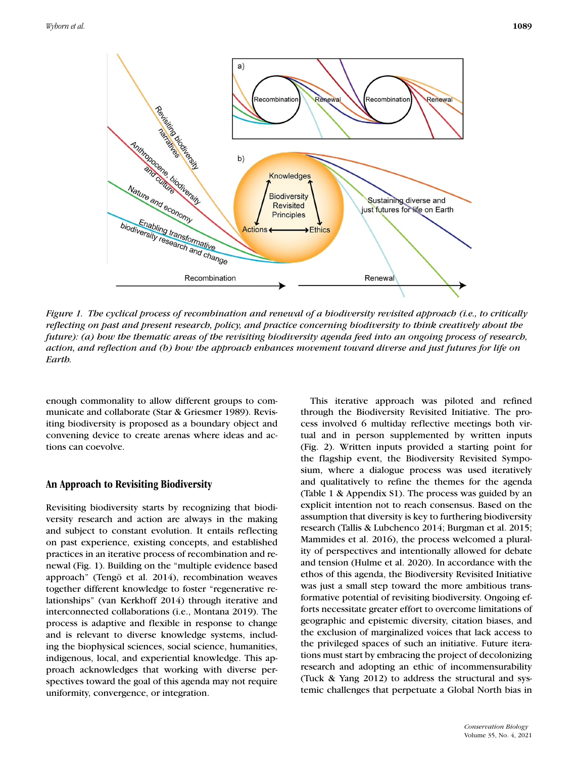*Figure 1. The cyclical process of recombination and renewal of a biodiversity revisited approach (i.e., to critically reflecting on past and present research, policy, and practice concerning biodiversity to think creatively about the future): (a) how the thematic areas of the revisiting biodiversity agenda feed into an ongoing process of research, action, and reflection and (b) how the approach enhances movement toward diverse and just futures for life on Earth.*

enough commonality to allow different groups to communicate and collaborate (Star & Griesmer 1989). Revisiting biodiversity is proposed as a boundary object and convening device to create arenas where ideas and actions can coevolve.

## An Approach to Revisiting Biodiversity

Revisiting biodiversity starts by recognizing that biodiversity research and action are always in the making and subject to constant evolution. It entails reflecting on past experience, existing concepts, and established practices in an iterative process of recombination and renewal (Fig. 1). Building on the "multiple evidence based approach" (Tengö et al. 2014), recombination weaves together different knowledge to foster "regenerative relationships" (van Kerkhoff 2014) through iterative and interconnected collaborations (i.e., Montana 2019). The process is adaptive and flexible in response to change and is relevant to diverse knowledge systems, including the biophysical sciences, social science, humanities, indigenous, local, and experiential knowledge. This approach acknowledges that working with diverse perspectives toward the goal of this agenda may not require uniformity, convergence, or integration.

This iterative approach was piloted and refined through the Biodiversity Revisited Initiative. The process involved 6 multiday reflective meetings both virtual and in person supplemented by written inputs (Fig. 2). Written inputs provided a starting point for the flagship event, the Biodiversity Revisited Symposium, where a dialogue process was used iteratively and qualitatively to refine the themes for the agenda (Table 1 & Appendix S1). The process was guided by an explicit intention not to reach consensus. Based on the assumption that diversity is key to furthering biodiversity research (Tallis & Lubchenco 2014; Burgman et al. 2015; Mammides et al. 2016), the process welcomed a plurality of perspectives and intentionally allowed for debate and tension (Hulme et al. 2020). In accordance with the ethos of this agenda, the Biodiversity Revisited Initiative was just a small step toward the more ambitious transformative potential of revisiting biodiversity. Ongoing efforts necessitate greater effort to overcome limitations of geographic and epistemic diversity, citation biases, and the exclusion of marginalized voices that lack access to the privileged spaces of such an initiative. Future iterations must start by embracing the project of decolonizing research and adopting an ethic of incommensurability (Tuck & Yang 2012) to address the structural and systemic challenges that perpetuate a Global North bias in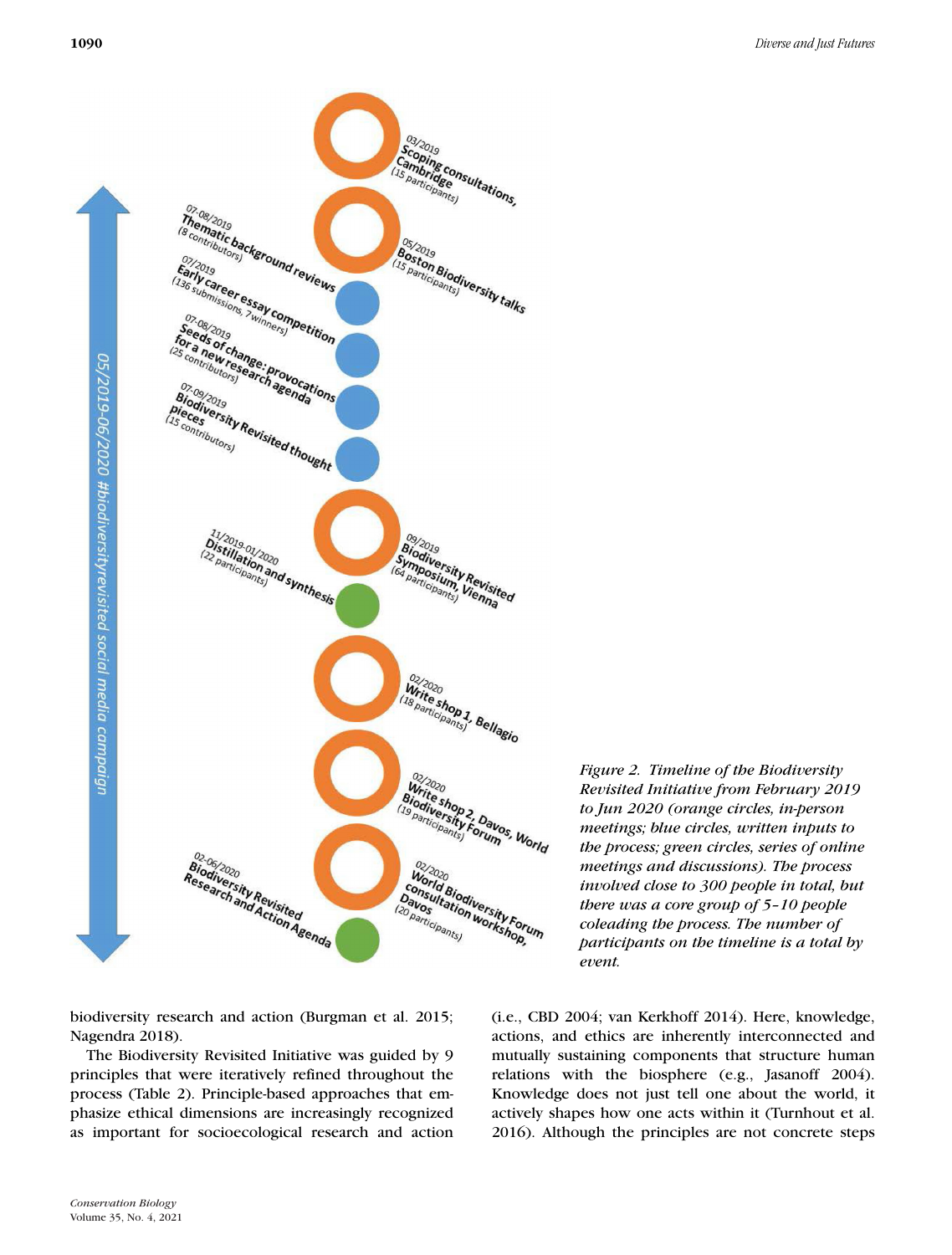05/2019-06/2020 #biodiversityrevisited social media campaign

03/2019
**Scoping consultations, Cambridge**
(15 participants)

05/2019
**Boston Biodiversity talks**
(15 participants)

07-08/2019
**Thematic background reviews**
(8 contributors)

07/2019
**Early career essay competition**
(136 submissions, 7 winners)

07-08/2019
**Seeds of change: provocations for a new research agenda**
(25 contributors)

07-09/2019
**Biodiversity Revisited thought pieces**
(15 contributors)

09/2019
**Biodiversity Revisited Symposium, Vienna**
(64 participants)

11/2019-01/2020
**Distillation and synthesis**
(22 participants)

02/2020
**Write shop 1, Bellagio**
(18 participants)

02/2020
**Write shop 2, Davos, World Biodiversity Forum**
(19 participants)

02/2020
**World Biodiversity Forum consultation workshop, Davos**
(20 participants)

02-06/2020
**Biodiversity Revisited Research and Action Agenda**

*Figure 2. Timeline of the Biodiversity Revisited Initiative from February 2019 to Jun 2020 (orange circles, in-person meetings; blue circles, written inputs to the process; green circles, series of online meetings and discussions). The process involved close to 300 people in total, but there was a core group of 5–10 people coleading the process. The number of participants on the timeline is a total by event.*

biodiversity research and action (Burgman et al. 2015; Nagendra 2018).

The Biodiversity Revisited Initiative was guided by 9 principles that were iteratively refined throughout the process (Table 2). Principle-based approaches that emphasize ethical dimensions are increasingly recognized as important for socioecological research and action (i.e., CBD 2004; van Kerkhoff 2014). Here, knowledge, actions, and ethics are inherently interconnected and mutually sustaining components that structure human relations with the biosphere (e.g., Jasanoff 2004). Knowledge does not just tell one about the world, it actively shapes how one acts within it (Turnhout et al. 2016). Although the principles are not concrete steps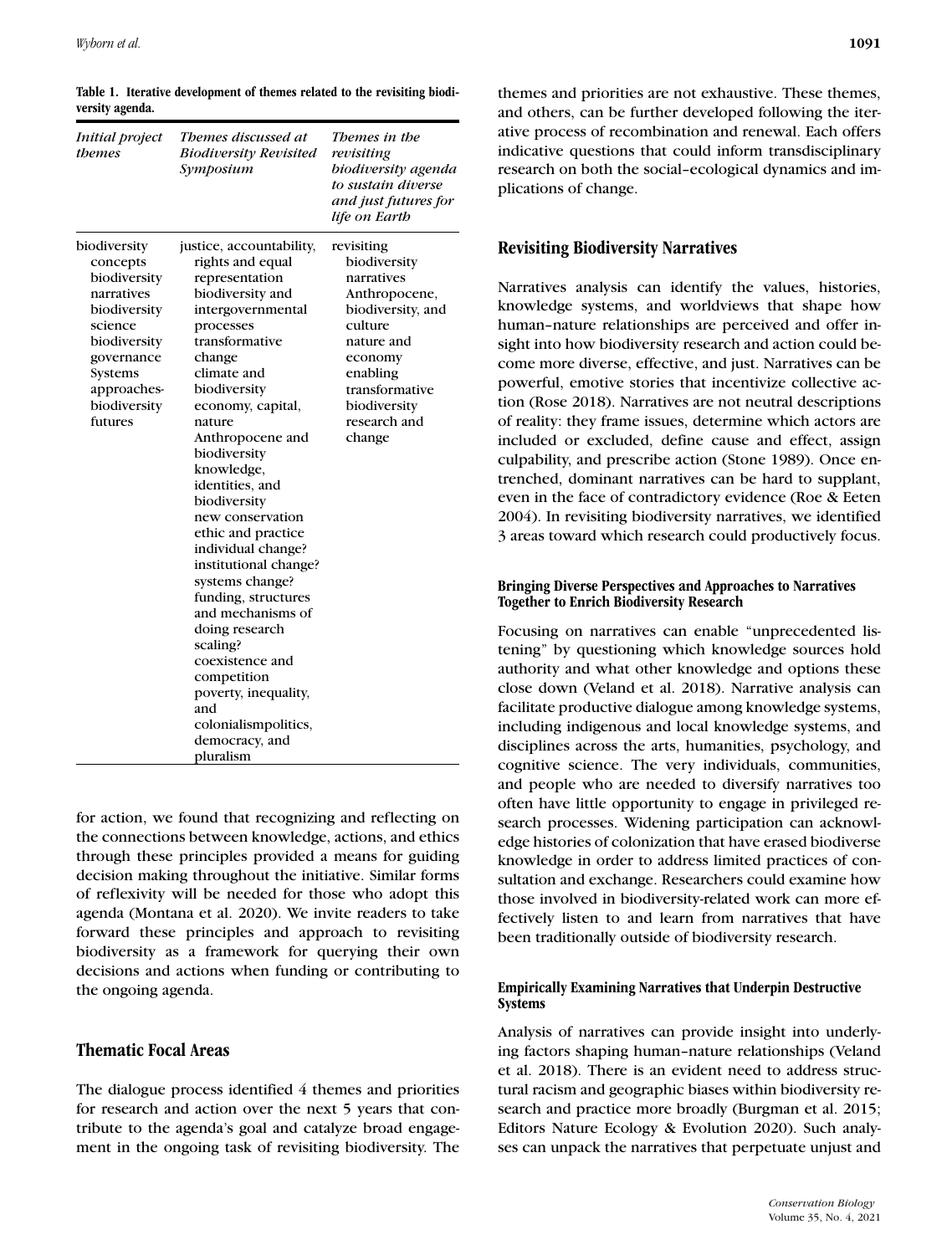**Table 1. Iterative development of themes related to the revisiting biodiversity agenda.**

| *Initial project themes* | *Themes discussed at Biodiversity Revisited Symposium* | *Themes in the revisiting biodiversity agenda to sustain diverse and just futures for life on Earth* |
|---|---|---|
| biodiversity concepts<br>biodiversity narratives<br>biodiversity science<br>biodiversity governance<br>Systems approaches-biodiversity futures | justice, accountability, rights and equal representation<br>biodiversity and intergovernmental processes<br>transformative change<br>climate and biodiversity<br>economy, capital, nature<br>Anthropocene and biodiversity<br>knowledge, identities, and biodiversity<br>new conservation ethic and practice<br>individual change?<br>institutional change?<br>systems change?<br>funding, structures and mechanisms of doing research<br>scaling?<br>coexistence and competition<br>poverty, inequality, and colonialismpolitics, democracy, and pluralism | revisiting biodiversity narratives<br>Anthropocene, biodiversity, and culture<br>nature and economy<br>enabling transformative biodiversity research and change |

for action, we found that recognizing and reflecting on the connections between knowledge, actions, and ethics through these principles provided a means for guiding decision making throughout the initiative. Similar forms of reflexivity will be needed for those who adopt this agenda (Montana et al. 2020). We invite readers to take forward these principles and approach to revisiting biodiversity as a framework for querying their own decisions and actions when funding or contributing to the ongoing agenda.

## Thematic Focal Areas

The dialogue process identified 4 themes and priorities for research and action over the next 5 years that contribute to the agenda's goal and catalyze broad engagement in the ongoing task of revisiting biodiversity. The themes and priorities are not exhaustive. These themes, and others, can be further developed following the iterative process of recombination and renewal. Each offers indicative questions that could inform transdisciplinary research on both the social–ecological dynamics and implications of change.

## Revisiting Biodiversity Narratives

Narratives analysis can identify the values, histories, knowledge systems, and worldviews that shape how human–nature relationships are perceived and offer insight into how biodiversity research and action could become more diverse, effective, and just. Narratives can be powerful, emotive stories that incentivize collective action (Rose 2018). Narratives are not neutral descriptions of reality: they frame issues, determine which actors are included or excluded, define cause and effect, assign culpability, and prescribe action (Stone 1989). Once entrenched, dominant narratives can be hard to supplant, even in the face of contradictory evidence (Roe & Eeten 2004). In revisiting biodiversity narratives, we identified 3 areas toward which research could productively focus.

### Bringing Diverse Perspectives and Approaches to Narratives Together to Enrich Biodiversity Research

Focusing on narratives can enable "unprecedented listening" by questioning which knowledge sources hold authority and what other knowledge and options these close down (Veland et al. 2018). Narrative analysis can facilitate productive dialogue among knowledge systems, including indigenous and local knowledge systems, and disciplines across the arts, humanities, psychology, and cognitive science. The very individuals, communities, and people who are needed to diversify narratives too often have little opportunity to engage in privileged research processes. Widening participation can acknowledge histories of colonization that have erased biodiverse knowledge in order to address limited practices of consultation and exchange. Researchers could examine how those involved in biodiversity-related work can more effectively listen to and learn from narratives that have been traditionally outside of biodiversity research.

### Empirically Examining Narratives that Underpin Destructive Systems

Analysis of narratives can provide insight into underlying factors shaping human–nature relationships (Veland et al. 2018). There is an evident need to address structural racism and geographic biases within biodiversity research and practice more broadly (Burgman et al. 2015; Editors Nature Ecology & Evolution 2020). Such analyses can unpack the narratives that perpetuate unjust and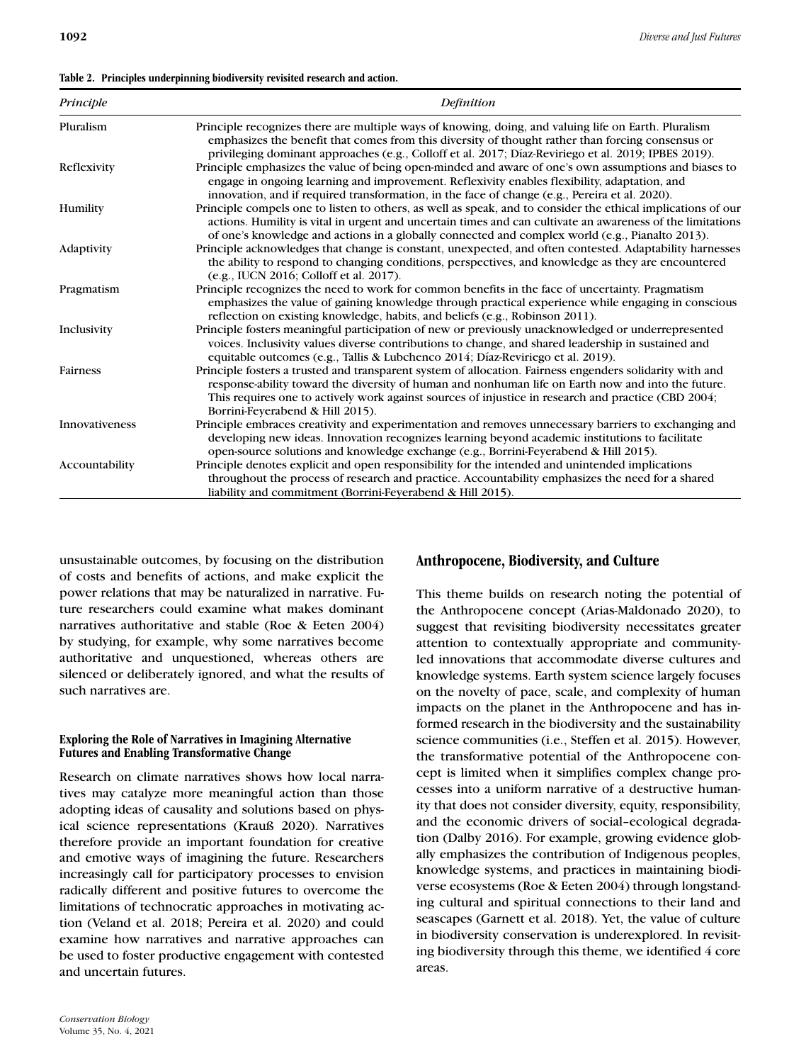**Table 2. Principles underpinning biodiversity revisited research and action.**

| Principle | Definition |
|---|---|
| Pluralism | Principle recognizes there are multiple ways of knowing, doing, and valuing life on Earth. Pluralism emphasizes the benefit that comes from this diversity of thought rather than forcing consensus or privileging dominant approaches (e.g., Colloff et al. 2017; Díaz-Reviriego et al. 2019; IPBES 2019). |
| Reflexivity | Principle emphasizes the value of being open-minded and aware of one's own assumptions and biases to engage in ongoing learning and improvement. Reflexivity enables flexibility, adaptation, and innovation, and if required transformation, in the face of change (e.g., Pereira et al. 2020). |
| Humility | Principle compels one to listen to others, as well as speak, and to consider the ethical implications of our actions. Humility is vital in urgent and uncertain times and can cultivate an awareness of the limitations of one's knowledge and actions in a globally connected and complex world (e.g., Pianalto 2013). |
| Adaptivity | Principle acknowledges that change is constant, unexpected, and often contested. Adaptability harnesses the ability to respond to changing conditions, perspectives, and knowledge as they are encountered (e.g., IUCN 2016; Colloff et al. 2017). |
| Pragmatism | Principle recognizes the need to work for common benefits in the face of uncertainty. Pragmatism emphasizes the value of gaining knowledge through practical experience while engaging in conscious reflection on existing knowledge, habits, and beliefs (e.g., Robinson 2011). |
| Inclusivity | Principle fosters meaningful participation of new or previously unacknowledged or underrepresented voices. Inclusivity values diverse contributions to change, and shared leadership in sustained and equitable outcomes (e.g., Tallis & Lubchenco 2014; Díaz-Reviriego et al. 2019). |
| Fairness | Principle fosters a trusted and transparent system of allocation. Fairness engenders solidarity with and response-ability toward the diversity of human and nonhuman life on Earth now and into the future. This requires one to actively work against sources of injustice in research and practice (CBD 2004; Borrini-Feyerabend & Hill 2015). |
| Innovativeness | Principle embraces creativity and experimentation and removes unnecessary barriers to exchanging and developing new ideas. Innovation recognizes learning beyond academic institutions to facilitate open-source solutions and knowledge exchange (e.g., Borrini-Feyerabend & Hill 2015). |
| Accountability | Principle denotes explicit and open responsibility for the intended and unintended implications throughout the process of research and practice. Accountability emphasizes the need for a shared liability and commitment (Borrini-Feyerabend & Hill 2015). |

unsustainable outcomes, by focusing on the distribution of costs and benefits of actions, and make explicit the power relations that may be naturalized in narrative. Future researchers could examine what makes dominant narratives authoritative and stable (Roe & Eeten 2004) by studying, for example, why some narratives become authoritative and unquestioned, whereas others are silenced or deliberately ignored, and what the results of such narratives are.

#### Exploring the Role of Narratives in Imagining Alternative Futures and Enabling Transformative Change

Research on climate narratives shows how local narratives may catalyze more meaningful action than those adopting ideas of causality and solutions based on physical science representations (Krauß 2020). Narratives therefore provide an important foundation for creative and emotive ways of imagining the future. Researchers increasingly call for participatory processes to envision radically different and positive futures to overcome the limitations of technocratic approaches in motivating action (Veland et al. 2018; Pereira et al. 2020) and could examine how narratives and narrative approaches can be used to foster productive engagement with contested and uncertain futures.

### Anthropocene, Biodiversity, and Culture

This theme builds on research noting the potential of the Anthropocene concept (Arias-Maldonado 2020), to suggest that revisiting biodiversity necessitates greater attention to contextually appropriate and community-led innovations that accommodate diverse cultures and knowledge systems. Earth system science largely focuses on the novelty of pace, scale, and complexity of human impacts on the planet in the Anthropocene and has informed research in the biodiversity and the sustainability science communities (i.e., Steffen et al. 2015). However, the transformative potential of the Anthropocene concept is limited when it simplifies complex change processes into a uniform narrative of a destructive humanity that does not consider diversity, equity, responsibility, and the economic drivers of social–ecological degradation (Dalby 2016). For example, growing evidence globally emphasizes the contribution of Indigenous peoples, knowledge systems, and practices in maintaining biodiverse ecosystems (Roe & Eeten 2004) through longstanding cultural and spiritual connections to their land and seascapes (Garnett et al. 2018). Yet, the value of culture in biodiversity conservation is underexplored. In revisiting biodiversity through this theme, we identified 4 core areas.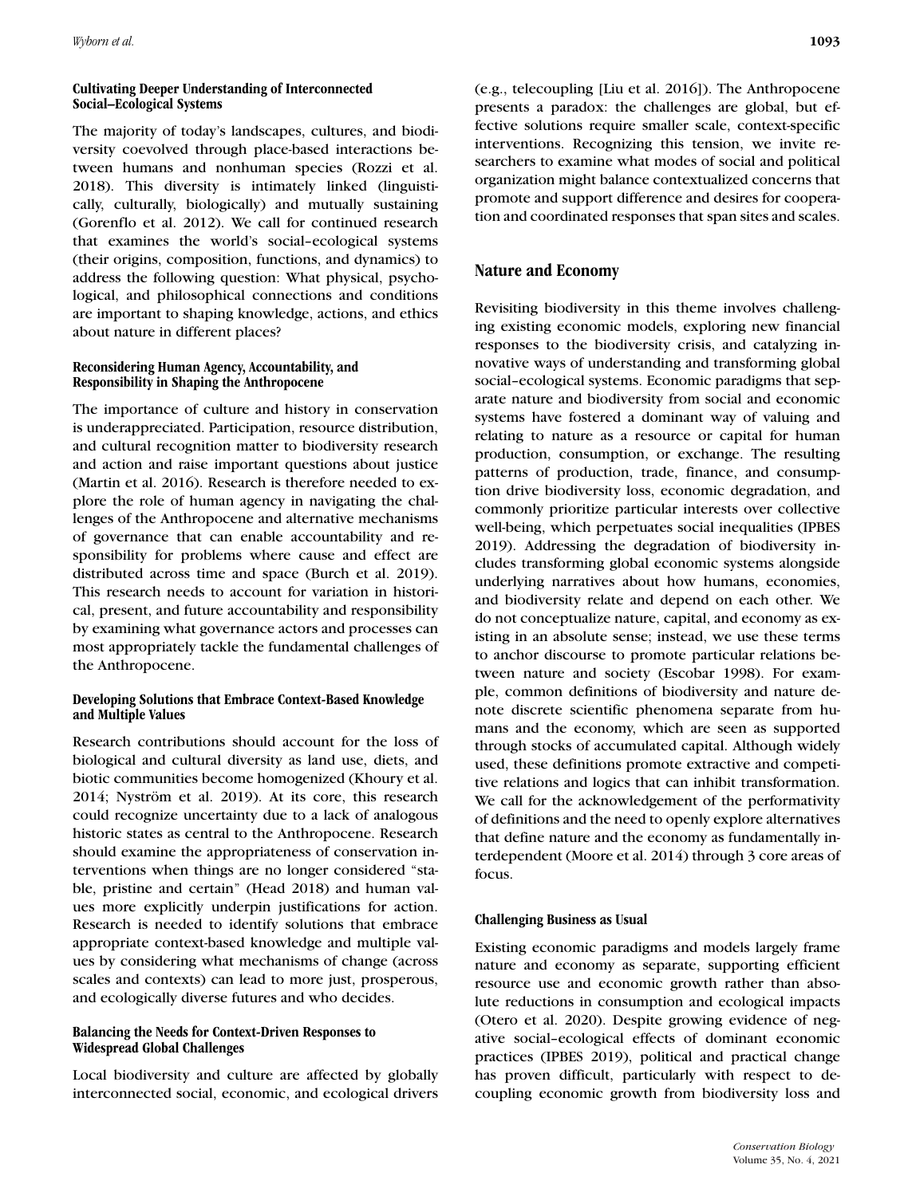### Cultivating Deeper Understanding of Interconnected Social–Ecological Systems

The majority of today's landscapes, cultures, and biodiversity coevolved through place-based interactions between humans and nonhuman species (Rozzi et al. 2018). This diversity is intimately linked (linguistically, culturally, biologically) and mutually sustaining (Gorenflo et al. 2012). We call for continued research that examines the world's social–ecological systems (their origins, composition, functions, and dynamics) to address the following question: What physical, psychological, and philosophical connections and conditions are important to shaping knowledge, actions, and ethics about nature in different places?

### Reconsidering Human Agency, Accountability, and Responsibility in Shaping the Anthropocene

The importance of culture and history in conservation is underappreciated. Participation, resource distribution, and cultural recognition matter to biodiversity research and action and raise important questions about justice (Martin et al. 2016). Research is therefore needed to explore the role of human agency in navigating the challenges of the Anthropocene and alternative mechanisms of governance that can enable accountability and responsibility for problems where cause and effect are distributed across time and space (Burch et al. 2019). This research needs to account for variation in historical, present, and future accountability and responsibility by examining what governance actors and processes can most appropriately tackle the fundamental challenges of the Anthropocene.

### Developing Solutions that Embrace Context-Based Knowledge and Multiple Values

Research contributions should account for the loss of biological and cultural diversity as land use, diets, and biotic communities become homogenized (Khoury et al. 2014; Nyström et al. 2019). At its core, this research could recognize uncertainty due to a lack of analogous historic states as central to the Anthropocene. Research should examine the appropriateness of conservation interventions when things are no longer considered "stable, pristine and certain" (Head 2018) and human values more explicitly underpin justifications for action. Research is needed to identify solutions that embrace appropriate context-based knowledge and multiple values by considering what mechanisms of change (across scales and contexts) can lead to more just, prosperous, and ecologically diverse futures and who decides.

### Balancing the Needs for Context-Driven Responses to Widespread Global Challenges

Local biodiversity and culture are affected by globally interconnected social, economic, and ecological drivers (e.g., telecoupling [Liu et al. 2016]). The Anthropocene presents a paradox: the challenges are global, but effective solutions require smaller scale, context-specific interventions. Recognizing this tension, we invite researchers to examine what modes of social and political organization might balance contextualized concerns that promote and support difference and desires for cooperation and coordinated responses that span sites and scales.

## Nature and Economy

Revisiting biodiversity in this theme involves challenging existing economic models, exploring new financial responses to the biodiversity crisis, and catalyzing innovative ways of understanding and transforming global social–ecological systems. Economic paradigms that separate nature and biodiversity from social and economic systems have fostered a dominant way of valuing and relating to nature as a resource or capital for human production, consumption, or exchange. The resulting patterns of production, trade, finance, and consumption drive biodiversity loss, economic degradation, and commonly prioritize particular interests over collective well-being, which perpetuates social inequalities (IPBES 2019). Addressing the degradation of biodiversity includes transforming global economic systems alongside underlying narratives about how humans, economies, and biodiversity relate and depend on each other. We do not conceptualize nature, capital, and economy as existing in an absolute sense; instead, we use these terms to anchor discourse to promote particular relations between nature and society (Escobar 1998). For example, common definitions of biodiversity and nature denote discrete scientific phenomena separate from humans and the economy, which are seen as supported through stocks of accumulated capital. Although widely used, these definitions promote extractive and competitive relations and logics that can inhibit transformation. We call for the acknowledgement of the performativity of definitions and the need to openly explore alternatives that define nature and the economy as fundamentally interdependent (Moore et al. 2014) through 3 core areas of focus.

### Challenging Business as Usual

Existing economic paradigms and models largely frame nature and economy as separate, supporting efficient resource use and economic growth rather than absolute reductions in consumption and ecological impacts (Otero et al. 2020). Despite growing evidence of negative social–ecological effects of dominant economic practices (IPBES 2019), political and practical change has proven difficult, particularly with respect to decoupling economic growth from biodiversity loss and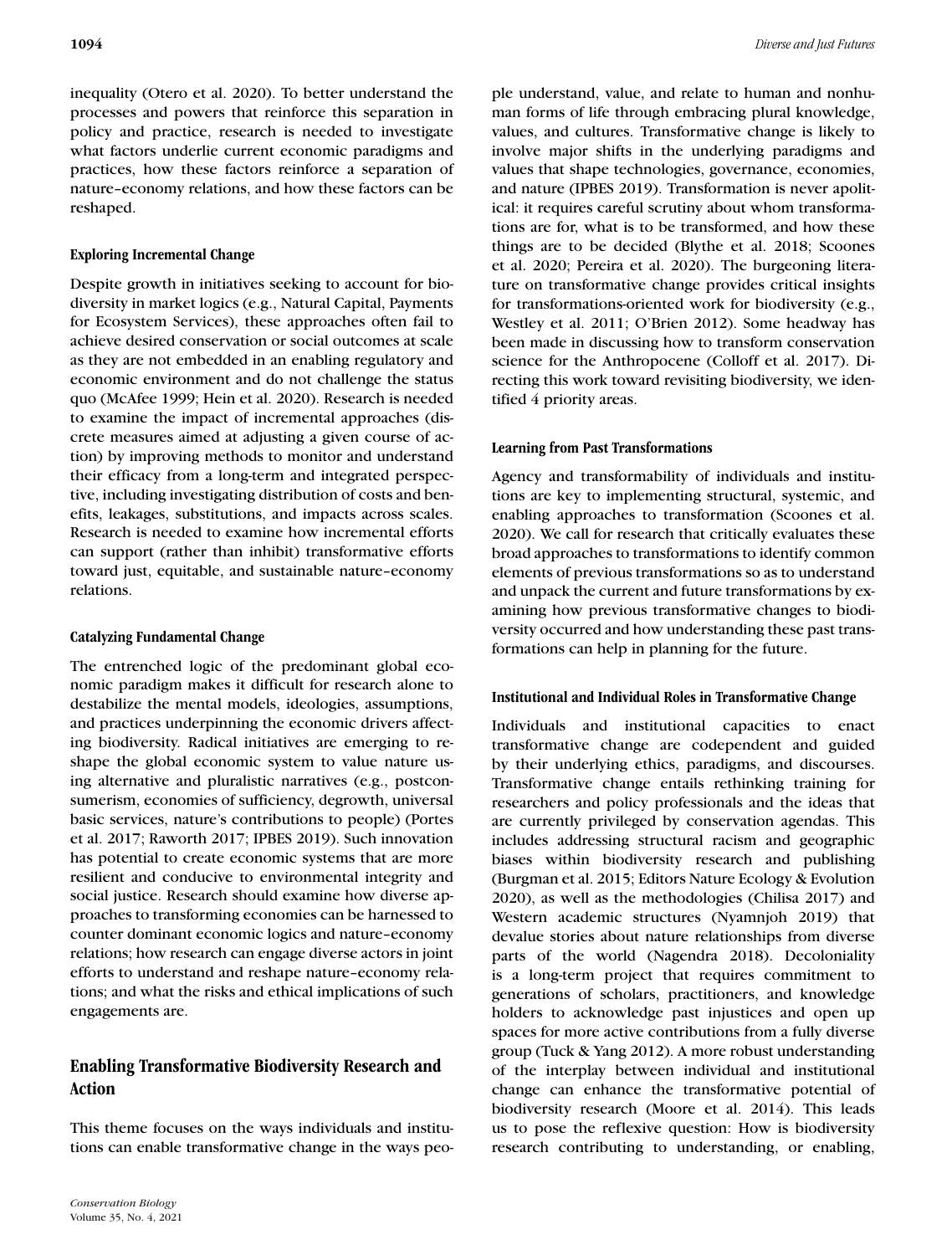inequality (Otero et al. 2020). To better understand the processes and powers that reinforce this separation in policy and practice, research is needed to investigate what factors underlie current economic paradigms and practices, how these factors reinforce a separation of nature–economy relations, and how these factors can be reshaped.

### Exploring Incremental Change

Despite growth in initiatives seeking to account for biodiversity in market logics (e.g., Natural Capital, Payments for Ecosystem Services), these approaches often fail to achieve desired conservation or social outcomes at scale as they are not embedded in an enabling regulatory and economic environment and do not challenge the status quo (McAfee 1999; Hein et al. 2020). Research is needed to examine the impact of incremental approaches (discrete measures aimed at adjusting a given course of action) by improving methods to monitor and understand their efficacy from a long-term and integrated perspective, including investigating distribution of costs and benefits, leakages, substitutions, and impacts across scales. Research is needed to examine how incremental efforts can support (rather than inhibit) transformative efforts toward just, equitable, and sustainable nature–economy relations.

### Catalyzing Fundamental Change

The entrenched logic of the predominant global economic paradigm makes it difficult for research alone to destabilize the mental models, ideologies, assumptions, and practices underpinning the economic drivers affecting biodiversity. Radical initiatives are emerging to reshape the global economic system to value nature using alternative and pluralistic narratives (e.g., postconsumerism, economies of sufficiency, degrowth, universal basic services, nature's contributions to people) (Portes et al. 2017; Raworth 2017; IPBES 2019). Such innovation has potential to create economic systems that are more resilient and conducive to environmental integrity and social justice. Research should examine how diverse approaches to transforming economies can be harnessed to counter dominant economic logics and nature–economy relations; how research can engage diverse actors in joint efforts to understand and reshape nature–economy relations; and what the risks and ethical implications of such engagements are.

## Enabling Transformative Biodiversity Research and Action

This theme focuses on the ways individuals and institutions can enable transformative change in the ways people understand, value, and relate to human and nonhuman forms of life through embracing plural knowledge, values, and cultures. Transformative change is likely to involve major shifts in the underlying paradigms and values that shape technologies, governance, economies, and nature (IPBES 2019). Transformation is never apolitical: it requires careful scrutiny about whom transformations are for, what is to be transformed, and how these things are to be decided (Blythe et al. 2018; Scoones et al. 2020; Pereira et al. 2020). The burgeoning literature on transformative change provides critical insights for transformations-oriented work for biodiversity (e.g., Westley et al. 2011; O'Brien 2012). Some headway has been made in discussing how to transform conservation science for the Anthropocene (Colloff et al. 2017). Directing this work toward revisiting biodiversity, we identified 4 priority areas.

### Learning from Past Transformations

Agency and transformability of individuals and institutions are key to implementing structural, systemic, and enabling approaches to transformation (Scoones et al. 2020). We call for research that critically evaluates these broad approaches to transformations to identify common elements of previous transformations so as to understand and unpack the current and future transformations by examining how previous transformative changes to biodiversity occurred and how understanding these past transformations can help in planning for the future.

### Institutional and Individual Roles in Transformative Change

Individuals and institutional capacities to enact transformative change are codependent and guided by their underlying ethics, paradigms, and discourses. Transformative change entails rethinking training for researchers and policy professionals and the ideas that are currently privileged by conservation agendas. This includes addressing structural racism and geographic biases within biodiversity research and publishing (Burgman et al. 2015; Editors Nature Ecology & Evolution 2020), as well as the methodologies (Chilisa 2017) and Western academic structures (Nyamnjoh 2019) that devalue stories about nature relationships from diverse parts of the world (Nagendra 2018). Decoloniality is a long-term project that requires commitment to generations of scholars, practitioners, and knowledge holders to acknowledge past injustices and open up spaces for more active contributions from a fully diverse group (Tuck & Yang 2012). A more robust understanding of the interplay between individual and institutional change can enhance the transformative potential of biodiversity research (Moore et al. 2014). This leads us to pose the reflexive question: How is biodiversity research contributing to understanding, or enabling,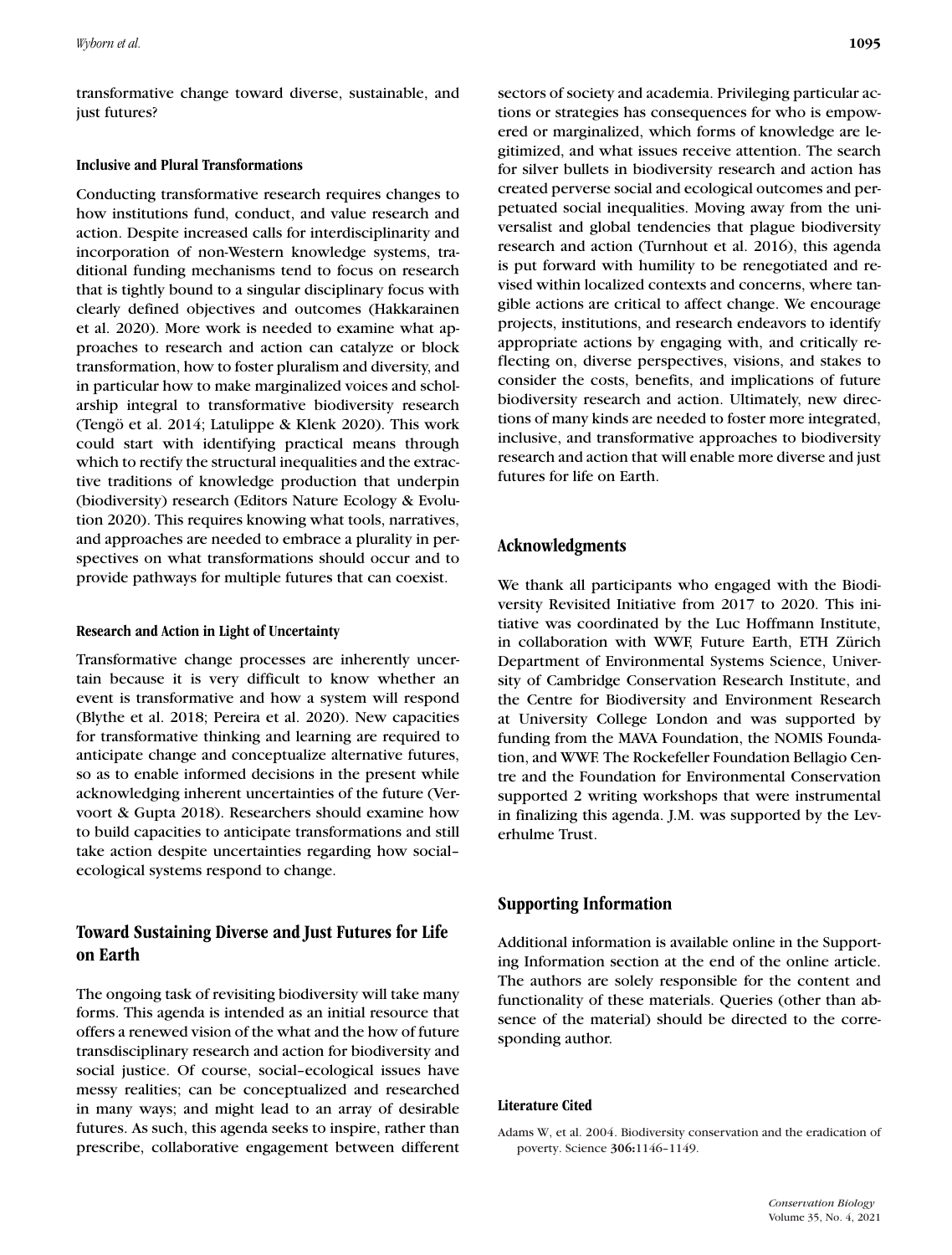transformative change toward diverse, sustainable, and just futures?

### Inclusive and Plural Transformations

Conducting transformative research requires changes to how institutions fund, conduct, and value research and action. Despite increased calls for interdisciplinarity and incorporation of non-Western knowledge systems, traditional funding mechanisms tend to focus on research that is tightly bound to a singular disciplinary focus with clearly defined objectives and outcomes (Hakkarainen et al. 2020). More work is needed to examine what approaches to research and action can catalyze or block transformation, how to foster pluralism and diversity, and in particular how to make marginalized voices and scholarship integral to transformative biodiversity research (Tengö et al. 2014; Latulippe & Klenk 2020). This work could start with identifying practical means through which to rectify the structural inequalities and the extractive traditions of knowledge production that underpin (biodiversity) research (Editors Nature Ecology & Evolution 2020). This requires knowing what tools, narratives, and approaches are needed to embrace a plurality in perspectives on what transformations should occur and to provide pathways for multiple futures that can coexist.

### Research and Action in Light of Uncertainty

Transformative change processes are inherently uncertain because it is very difficult to know whether an event is transformative and how a system will respond (Blythe et al. 2018; Pereira et al. 2020). New capacities for transformative thinking and learning are required to anticipate change and conceptualize alternative futures, so as to enable informed decisions in the present while acknowledging inherent uncertainties of the future (Vervoort & Gupta 2018). Researchers should examine how to build capacities to anticipate transformations and still take action despite uncertainties regarding how social–ecological systems respond to change.

## Toward Sustaining Diverse and Just Futures for Life on Earth

The ongoing task of revisiting biodiversity will take many forms. This agenda is intended as an initial resource that offers a renewed vision of the what and the how of future transdisciplinary research and action for biodiversity and social justice. Of course, social–ecological issues have messy realities; can be conceptualized and researched in many ways; and might lead to an array of desirable futures. As such, this agenda seeks to inspire, rather than prescribe, collaborative engagement between different sectors of society and academia. Privileging particular actions or strategies has consequences for who is empowered or marginalized, which forms of knowledge are legitimized, and what issues receive attention. The search for silver bullets in biodiversity research and action has created perverse social and ecological outcomes and perpetuated social inequalities. Moving away from the universalist and global tendencies that plague biodiversity research and action (Turnhout et al. 2016), this agenda is put forward with humility to be renegotiated and revised within localized contexts and concerns, where tangible actions are critical to affect change. We encourage projects, institutions, and research endeavors to identify appropriate actions by engaging with, and critically reflecting on, diverse perspectives, visions, and stakes to consider the costs, benefits, and implications of future biodiversity research and action. Ultimately, new directions of many kinds are needed to foster more integrated, inclusive, and transformative approaches to biodiversity research and action that will enable more diverse and just futures for life on Earth.

## Acknowledgments

We thank all participants who engaged with the Biodiversity Revisited Initiative from 2017 to 2020. This initiative was coordinated by the Luc Hoffmann Institute, in collaboration with WWF, Future Earth, ETH Zürich Department of Environmental Systems Science, University of Cambridge Conservation Research Institute, and the Centre for Biodiversity and Environment Research at University College London and was supported by funding from the MAVA Foundation, the NOMIS Foundation, and WWF. The Rockefeller Foundation Bellagio Centre and the Foundation for Environmental Conservation supported 2 writing workshops that were instrumental in finalizing this agenda. J.M. was supported by the Leverhulme Trust.

## Supporting Information

Additional information is available online in the Supporting Information section at the end of the online article. The authors are solely responsible for the content and functionality of these materials. Queries (other than absence of the material) should be directed to the corresponding author.

### Literature Cited

Adams W, et al. 2004. Biodiversity conservation and the eradication of poverty. Science **306:**1146–1149.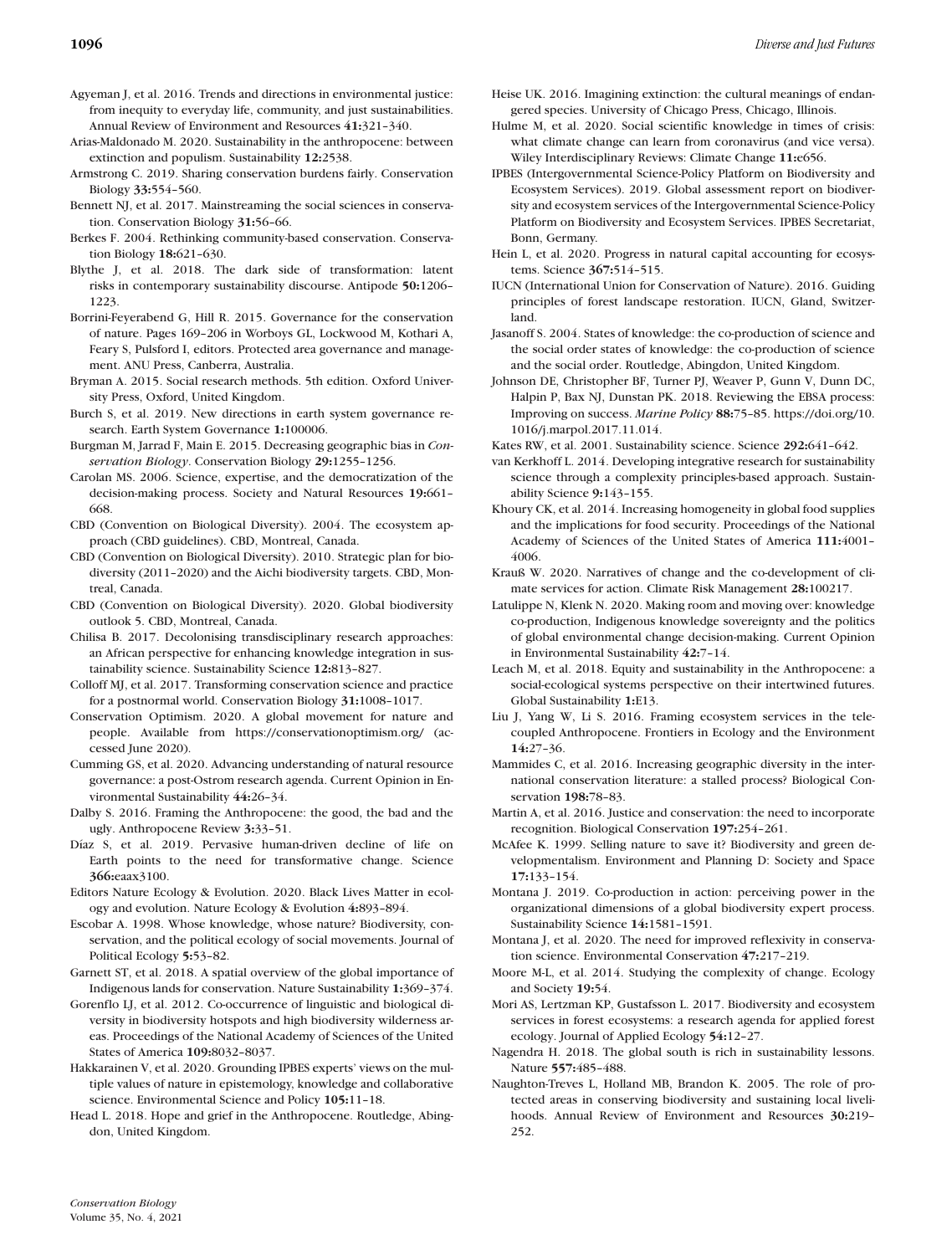Agyeman J, et al. 2016. Trends and directions in environmental justice: from inequity to everyday life, community, and just sustainabilities. Annual Review of Environment and Resources **41:**321–340.

Arias-Maldonado M. 2020. Sustainability in the anthropocene: between extinction and populism. Sustainability **12:**2538.

Armstrong C. 2019. Sharing conservation burdens fairly. Conservation Biology **33:**554–560.

Bennett NJ, et al. 2017. Mainstreaming the social sciences in conservation. Conservation Biology **31:**56–66.

Berkes F. 2004. Rethinking community-based conservation. Conservation Biology **18:**621–630.

Blythe J, et al. 2018. The dark side of transformation: latent risks in contemporary sustainability discourse. Antipode **50:**1206–1223.

Borrini-Feyerabend G, Hill R. 2015. Governance for the conservation of nature. Pages 169–206 in Worboys GL, Lockwood M, Kothari A, Feary S, Pulsford I, editors. Protected area governance and management. ANU Press, Canberra, Australia.

Bryman A. 2015. Social research methods. 5th edition. Oxford University Press, Oxford, United Kingdom.

Burch S, et al. 2019. New directions in earth system governance research. Earth System Governance **1:**100006.

Burgman M, Jarrad F, Main E. 2015. Decreasing geographic bias in *Conservation Biology*. Conservation Biology **29:**1255–1256.

Carolan MS. 2006. Science, expertise, and the democratization of the decision-making process. Society and Natural Resources **19:**661–668.

CBD (Convention on Biological Diversity). 2004. The ecosystem approach (CBD guidelines). CBD, Montreal, Canada.

CBD (Convention on Biological Diversity). 2010. Strategic plan for biodiversity (2011–2020) and the Aichi biodiversity targets. CBD, Montreal, Canada.

CBD (Convention on Biological Diversity). 2020. Global biodiversity outlook 5. CBD, Montreal, Canada.

Chilisa B. 2017. Decolonising transdisciplinary research approaches: an African perspective for enhancing knowledge integration in sustainability science. Sustainability Science **12:**813–827.

Colloff MJ, et al. 2017. Transforming conservation science and practice for a postnormal world. Conservation Biology **31:**1008–1017.

Conservation Optimism. 2020. A global movement for nature and people. Available from https://conservationoptimism.org/ (accessed June 2020).

Cumming GS, et al. 2020. Advancing understanding of natural resource governance: a post-Ostrom research agenda. Current Opinion in Environmental Sustainability **44:**26–34.

Dalby S. 2016. Framing the Anthropocene: the good, the bad and the ugly. Anthropocene Review **3:**33–51.

Díaz S, et al. 2019. Pervasive human-driven decline of life on Earth points to the need for transformative change. Science **366:**eaax3100.

Editors Nature Ecology & Evolution. 2020. Black Lives Matter in ecology and evolution. Nature Ecology & Evolution **4:**893–894.

Escobar A. 1998. Whose knowledge, whose nature? Biodiversity, conservation, and the political ecology of social movements. Journal of Political Ecology **5:**53–82.

Garnett ST, et al. 2018. A spatial overview of the global importance of Indigenous lands for conservation. Nature Sustainability **1:**369–374.

Gorenflo LJ, et al. 2012. Co-occurrence of linguistic and biological diversity in biodiversity hotspots and high biodiversity wilderness areas. Proceedings of the National Academy of Sciences of the United States of America **109:**8032–8037.

Hakkarainen V, et al. 2020. Grounding IPBES experts' views on the multiple values of nature in epistemology, knowledge and collaborative science. Environmental Science and Policy **105:**11–18.

Head L. 2018. Hope and grief in the Anthropocene. Routledge, Abingdon, United Kingdom.

Heise UK. 2016. Imagining extinction: the cultural meanings of endangered species. University of Chicago Press, Chicago, Illinois.

Hulme M, et al. 2020. Social scientific knowledge in times of crisis: what climate change can learn from coronavirus (and vice versa). Wiley Interdisciplinary Reviews: Climate Change **11:**e656.

IPBES (Intergovernmental Science-Policy Platform on Biodiversity and Ecosystem Services). 2019. Global assessment report on biodiversity and ecosystem services of the Intergovernmental Science-Policy Platform on Biodiversity and Ecosystem Services. IPBES Secretariat, Bonn, Germany.

Hein L, et al. 2020. Progress in natural capital accounting for ecosystems. Science **367:**514–515.

IUCN (International Union for Conservation of Nature). 2016. Guiding principles of forest landscape restoration. IUCN, Gland, Switzerland.

Jasanoff S. 2004. States of knowledge: the co-production of science and the social order states of knowledge: the co-production of science and the social order. Routledge, Abingdon, United Kingdom.

Johnson DE, Christopher BF, Turner PJ, Weaver P, Gunn V, Dunn DC, Halpin P, Bax NJ, Dunstan PK. 2018. Reviewing the EBSA process: Improving on success. *Marine Policy* **88:**75–85. https://doi.org/10.1016/j.marpol.2017.11.014.

Kates RW, et al. 2001. Sustainability science. Science **292:**641–642.

van Kerkhoff L. 2014. Developing integrative research for sustainability science through a complexity principles-based approach. Sustainability Science **9:**143–155.

Khoury CK, et al. 2014. Increasing homogeneity in global food supplies and the implications for food security. Proceedings of the National Academy of Sciences of the United States of America **111:**4001–4006.

Krauß W. 2020. Narratives of change and the co-development of climate services for action. Climate Risk Management **28:**100217.

Latulippe N, Klenk N. 2020. Making room and moving over: knowledge co-production, Indigenous knowledge sovereignty and the politics of global environmental change decision-making. Current Opinion in Environmental Sustainability **42:**7–14.

Leach M, et al. 2018. Equity and sustainability in the Anthropocene: a social-ecological systems perspective on their intertwined futures. Global Sustainability **1:**E13.

Liu J, Yang W, Li S. 2016. Framing ecosystem services in the telecoupled Anthropocene. Frontiers in Ecology and the Environment **14:**27–36.

Mammides C, et al. 2016. Increasing geographic diversity in the international conservation literature: a stalled process? Biological Conservation **198:**78–83.

Martin A, et al. 2016. Justice and conservation: the need to incorporate recognition. Biological Conservation **197:**254–261.

McAfee K. 1999. Selling nature to save it? Biodiversity and green developmentalism. Environment and Planning D: Society and Space **17:**133–154.

Montana J. 2019. Co-production in action: perceiving power in the organizational dimensions of a global biodiversity expert process. Sustainability Science **14:**1581–1591.

Montana J, et al. 2020. The need for improved reflexivity in conservation science. Environmental Conservation **47:**217–219.

Moore M-L, et al. 2014. Studying the complexity of change. Ecology and Society **19:**54.

Mori AS, Lertzman KP, Gustafsson L. 2017. Biodiversity and ecosystem services in forest ecosystems: a research agenda for applied forest ecology. Journal of Applied Ecology **54:**12–27.

Nagendra H. 2018. The global south is rich in sustainability lessons. Nature **557:**485–488.

Naughton-Treves L, Holland MB, Brandon K. 2005. The role of protected areas in conserving biodiversity and sustaining local livelihoods. Annual Review of Environment and Resources **30:**219–252.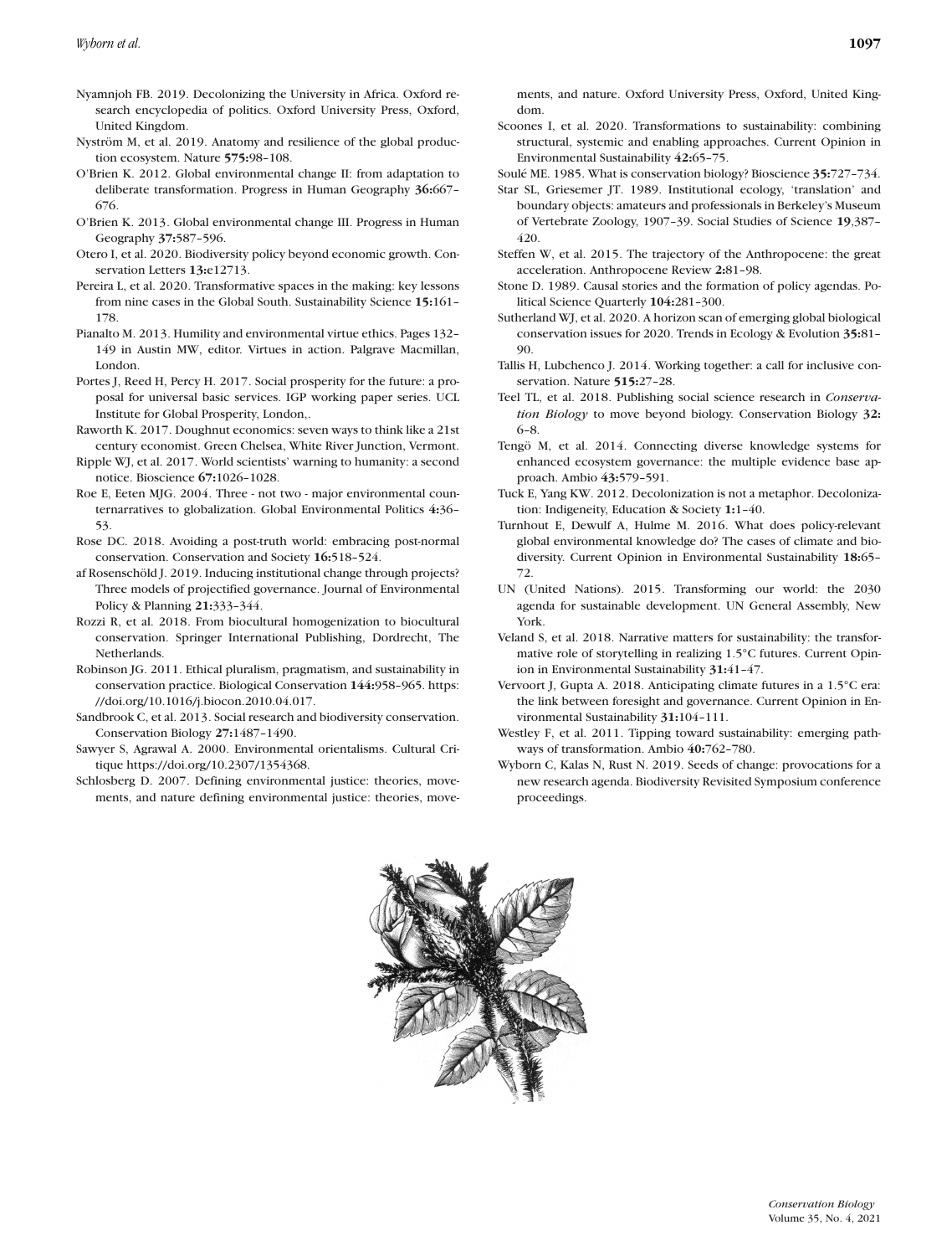Nyamnjoh FB. 2019. Decolonizing the University in Africa. Oxford research encyclopedia of politics. Oxford University Press, Oxford, United Kingdom.

Nyström M, et al. 2019. Anatomy and resilience of the global production ecosystem. Nature **575:**98–108.

O'Brien K. 2012. Global environmental change II: from adaptation to deliberate transformation. Progress in Human Geography **36:**667–676.

O'Brien K. 2013. Global environmental change III. Progress in Human Geography **37:**587–596.

Otero I, et al. 2020. Biodiversity policy beyond economic growth. Conservation Letters **13:**e12713.

Pereira L, et al. 2020. Transformative spaces in the making: key lessons from nine cases in the Global South. Sustainability Science **15:**161–178.

Pianalto M. 2013. Humility and environmental virtue ethics. Pages 132–149 in Austin MW, editor. Virtues in action. Palgrave Macmillan, London.

Portes J, Reed H, Percy H. 2017. Social prosperity for the future: a proposal for universal basic services. IGP working paper series. UCL Institute for Global Prosperity, London,.

Raworth K. 2017. Doughnut economics: seven ways to think like a 21st century economist. Green Chelsea, White River Junction, Vermont.

Ripple WJ, et al. 2017. World scientists' warning to humanity: a second notice. Bioscience **67:**1026–1028.

Roe E, Eeten MJG. 2004. Three - not two - major environmental counternarratives to globalization. Global Environmental Politics **4:**36–53.

Rose DC. 2018. Avoiding a post-truth world: embracing post-normal conservation. Conservation and Society **16:**518–524.

af Rosenschöld J. 2019. Inducing institutional change through projects? Three models of projectified governance. Journal of Environmental Policy & Planning **21:**333–344.

Rozzi R, et al. 2018. From biocultural homogenization to biocultural conservation. Springer International Publishing, Dordrecht, The Netherlands.

Robinson JG. 2011. Ethical pluralism, pragmatism, and sustainability in conservation practice. Biological Conservation **144:**958–965. https://doi.org/10.1016/j.biocon.2010.04.017.

Sandbrook C, et al. 2013. Social research and biodiversity conservation. Conservation Biology **27:**1487–1490.

Sawyer S, Agrawal A. 2000. Environmental orientalisms. Cultural Critique https://doi.org/10.2307/1354368.

Schlosberg D. 2007. Defining environmental justice: theories, movements, and nature defining environmental justice: theories, movements, and nature. Oxford University Press, Oxford, United Kingdom.

Scoones I, et al. 2020. Transformations to sustainability: combining structural, systemic and enabling approaches. Current Opinion in Environmental Sustainability **42:**65–75.

Soulé ME. 1985. What is conservation biology? Bioscience **35:**727–734.

Star SL, Griesemer JT. 1989. Institutional ecology, 'translation' and boundary objects: amateurs and professionals in Berkeley's Museum of Vertebrate Zoology, 1907–39. Social Studies of Science **19**,387–420.

Steffen W, et al. 2015. The trajectory of the Anthropocene: the great acceleration. Anthropocene Review **2:**81–98.

Stone D. 1989. Causal stories and the formation of policy agendas. Political Science Quarterly **104:**281–300.

Sutherland WJ, et al. 2020. A horizon scan of emerging global biological conservation issues for 2020. Trends in Ecology & Evolution **35:**81–90.

Tallis H, Lubchenco J. 2014. Working together: a call for inclusive conservation. Nature **515:**27–28.

Teel TL, et al. 2018. Publishing social science research in *Conservation Biology* to move beyond biology. Conservation Biology **32:** 6–8.

Tengö M, et al. 2014. Connecting diverse knowledge systems for enhanced ecosystem governance: the multiple evidence base approach. Ambio **43:**579–591.

Tuck E, Yang KW. 2012. Decolonization is not a metaphor. Decolonization: Indigeneity, Education & Society **1:**1–40.

Turnhout E, Dewulf A, Hulme M. 2016. What does policy-relevant global environmental knowledge do? The cases of climate and biodiversity. Current Opinion in Environmental Sustainability **18:**65–72.

UN (United Nations). 2015. Transforming our world: the 2030 agenda for sustainable development. UN General Assembly, New York.

Veland S, et al. 2018. Narrative matters for sustainability: the transformative role of storytelling in realizing 1.5°C futures. Current Opinion in Environmental Sustainability **31:**41–47.

Vervoort J, Gupta A. 2018. Anticipating climate futures in a 1.5°C era: the link between foresight and governance. Current Opinion in Environmental Sustainability **31:**104–111.

Westley F, et al. 2011. Tipping toward sustainability: emerging pathways of transformation. Ambio **40:**762–780.

Wyborn C, Kalas N, Rust N. 2019. Seeds of change: provocations for a new research agenda. Biodiversity Revisited Symposium conference proceedings.